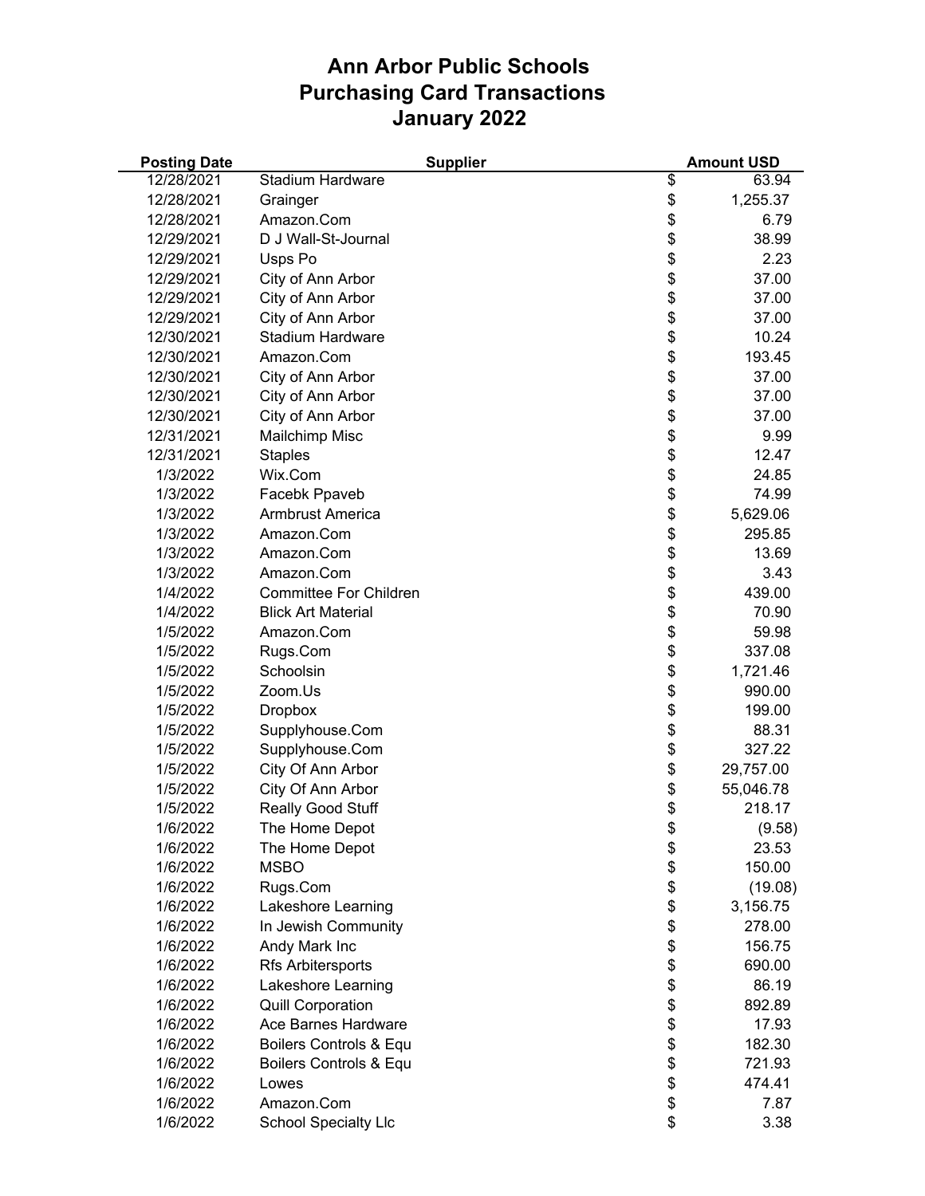# Ann Arbor Public Schools
# Purchasing Card Transactions
# January 2022

| Posting Date | Supplier | Amount USD |
|---|---|---|
| 12/28/2021 | Stadium Hardware | $ 63.94 |
| 12/28/2021 | Grainger | $ 1,255.37 |
| 12/28/2021 | Amazon.Com | $ 6.79 |
| 12/29/2021 | D J Wall-St-Journal | $ 38.99 |
| 12/29/2021 | Usps Po | $ 2.23 |
| 12/29/2021 | City of Ann Arbor | $ 37.00 |
| 12/29/2021 | City of Ann Arbor | $ 37.00 |
| 12/29/2021 | City of Ann Arbor | $ 37.00 |
| 12/30/2021 | Stadium Hardware | $ 10.24 |
| 12/30/2021 | Amazon.Com | $ 193.45 |
| 12/30/2021 | City of Ann Arbor | $ 37.00 |
| 12/30/2021 | City of Ann Arbor | $ 37.00 |
| 12/30/2021 | City of Ann Arbor | $ 37.00 |
| 12/31/2021 | Mailchimp Misc | $ 9.99 |
| 12/31/2021 | Staples | $ 12.47 |
| 1/3/2022 | Wix.Com | $ 24.85 |
| 1/3/2022 | Facebk Ppaveb | $ 74.99 |
| 1/3/2022 | Armbrust America | $ 5,629.06 |
| 1/3/2022 | Amazon.Com | $ 295.85 |
| 1/3/2022 | Amazon.Com | $ 13.69 |
| 1/3/2022 | Amazon.Com | $ 3.43 |
| 1/4/2022 | Committee For Children | $ 439.00 |
| 1/4/2022 | Blick Art Material | $ 70.90 |
| 1/5/2022 | Amazon.Com | $ 59.98 |
| 1/5/2022 | Rugs.Com | $ 337.08 |
| 1/5/2022 | Schoolsin | $ 1,721.46 |
| 1/5/2022 | Zoom.Us | $ 990.00 |
| 1/5/2022 | Dropbox | $ 199.00 |
| 1/5/2022 | Supplyhouse.Com | $ 88.31 |
| 1/5/2022 | Supplyhouse.Com | $ 327.22 |
| 1/5/2022 | City Of Ann Arbor | $ 29,757.00 |
| 1/5/2022 | City Of Ann Arbor | $ 55,046.78 |
| 1/5/2022 | Really Good Stuff | $ 218.17 |
| 1/6/2022 | The Home Depot | $ (9.58) |
| 1/6/2022 | The Home Depot | $ 23.53 |
| 1/6/2022 | MSBO | $ 150.00 |
| 1/6/2022 | Rugs.Com | $ (19.08) |
| 1/6/2022 | Lakeshore Learning | $ 3,156.75 |
| 1/6/2022 | In Jewish Community | $ 278.00 |
| 1/6/2022 | Andy Mark Inc | $ 156.75 |
| 1/6/2022 | Rfs Arbitersports | $ 690.00 |
| 1/6/2022 | Lakeshore Learning | $ 86.19 |
| 1/6/2022 | Quill Corporation | $ 892.89 |
| 1/6/2022 | Ace Barnes Hardware | $ 17.93 |
| 1/6/2022 | Boilers Controls & Equ | $ 182.30 |
| 1/6/2022 | Boilers Controls & Equ | $ 721.93 |
| 1/6/2022 | Lowes | $ 474.41 |
| 1/6/2022 | Amazon.Com | $ 7.87 |
| 1/6/2022 | School Specialty Llc | $ 3.38 |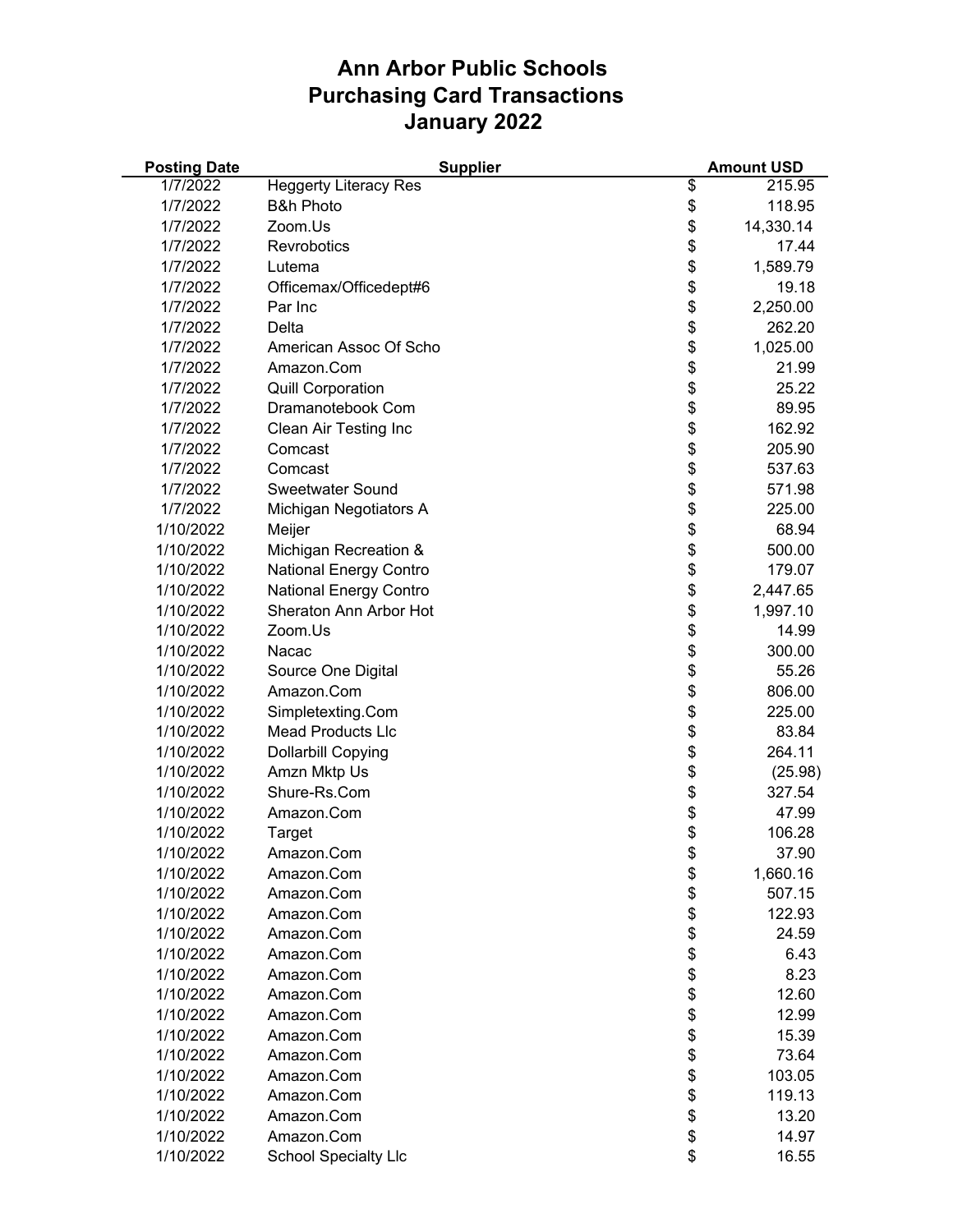# Ann Arbor Public Schools
# Purchasing Card Transactions
# January 2022

| Posting Date | Supplier | Amount USD |
|---|---|---|
| 1/7/2022 | Heggerty Literacy Res | $ 215.95 |
| 1/7/2022 | B&h Photo | $ 118.95 |
| 1/7/2022 | Zoom.Us | $ 14,330.14 |
| 1/7/2022 | Revrobotics | $ 17.44 |
| 1/7/2022 | Lutema | $ 1,589.79 |
| 1/7/2022 | Officemax/Officedept#6 | $ 19.18 |
| 1/7/2022 | Par Inc | $ 2,250.00 |
| 1/7/2022 | Delta | $ 262.20 |
| 1/7/2022 | American Assoc Of Scho | $ 1,025.00 |
| 1/7/2022 | Amazon.Com | $ 21.99 |
| 1/7/2022 | Quill Corporation | $ 25.22 |
| 1/7/2022 | Dramanotebook Com | $ 89.95 |
| 1/7/2022 | Clean Air Testing Inc | $ 162.92 |
| 1/7/2022 | Comcast | $ 205.90 |
| 1/7/2022 | Comcast | $ 537.63 |
| 1/7/2022 | Sweetwater Sound | $ 571.98 |
| 1/7/2022 | Michigan Negotiators A | $ 225.00 |
| 1/10/2022 | Meijer | $ 68.94 |
| 1/10/2022 | Michigan Recreation & | $ 500.00 |
| 1/10/2022 | National Energy Contro | $ 179.07 |
| 1/10/2022 | National Energy Contro | $ 2,447.65 |
| 1/10/2022 | Sheraton Ann Arbor Hot | $ 1,997.10 |
| 1/10/2022 | Zoom.Us | $ 14.99 |
| 1/10/2022 | Nacac | $ 300.00 |
| 1/10/2022 | Source One Digital | $ 55.26 |
| 1/10/2022 | Amazon.Com | $ 806.00 |
| 1/10/2022 | Simpletexting.Com | $ 225.00 |
| 1/10/2022 | Mead Products Llc | $ 83.84 |
| 1/10/2022 | Dollarbill Copying | $ 264.11 |
| 1/10/2022 | Amzn Mktp Us | $ (25.98) |
| 1/10/2022 | Shure-Rs.Com | $ 327.54 |
| 1/10/2022 | Amazon.Com | $ 47.99 |
| 1/10/2022 | Target | $ 106.28 |
| 1/10/2022 | Amazon.Com | $ 37.90 |
| 1/10/2022 | Amazon.Com | $ 1,660.16 |
| 1/10/2022 | Amazon.Com | $ 507.15 |
| 1/10/2022 | Amazon.Com | $ 122.93 |
| 1/10/2022 | Amazon.Com | $ 24.59 |
| 1/10/2022 | Amazon.Com | $ 6.43 |
| 1/10/2022 | Amazon.Com | $ 8.23 |
| 1/10/2022 | Amazon.Com | $ 12.60 |
| 1/10/2022 | Amazon.Com | $ 12.99 |
| 1/10/2022 | Amazon.Com | $ 15.39 |
| 1/10/2022 | Amazon.Com | $ 73.64 |
| 1/10/2022 | Amazon.Com | $ 103.05 |
| 1/10/2022 | Amazon.Com | $ 119.13 |
| 1/10/2022 | Amazon.Com | $ 13.20 |
| 1/10/2022 | Amazon.Com | $ 14.97 |
| 1/10/2022 | School Specialty Llc | $ 16.55 |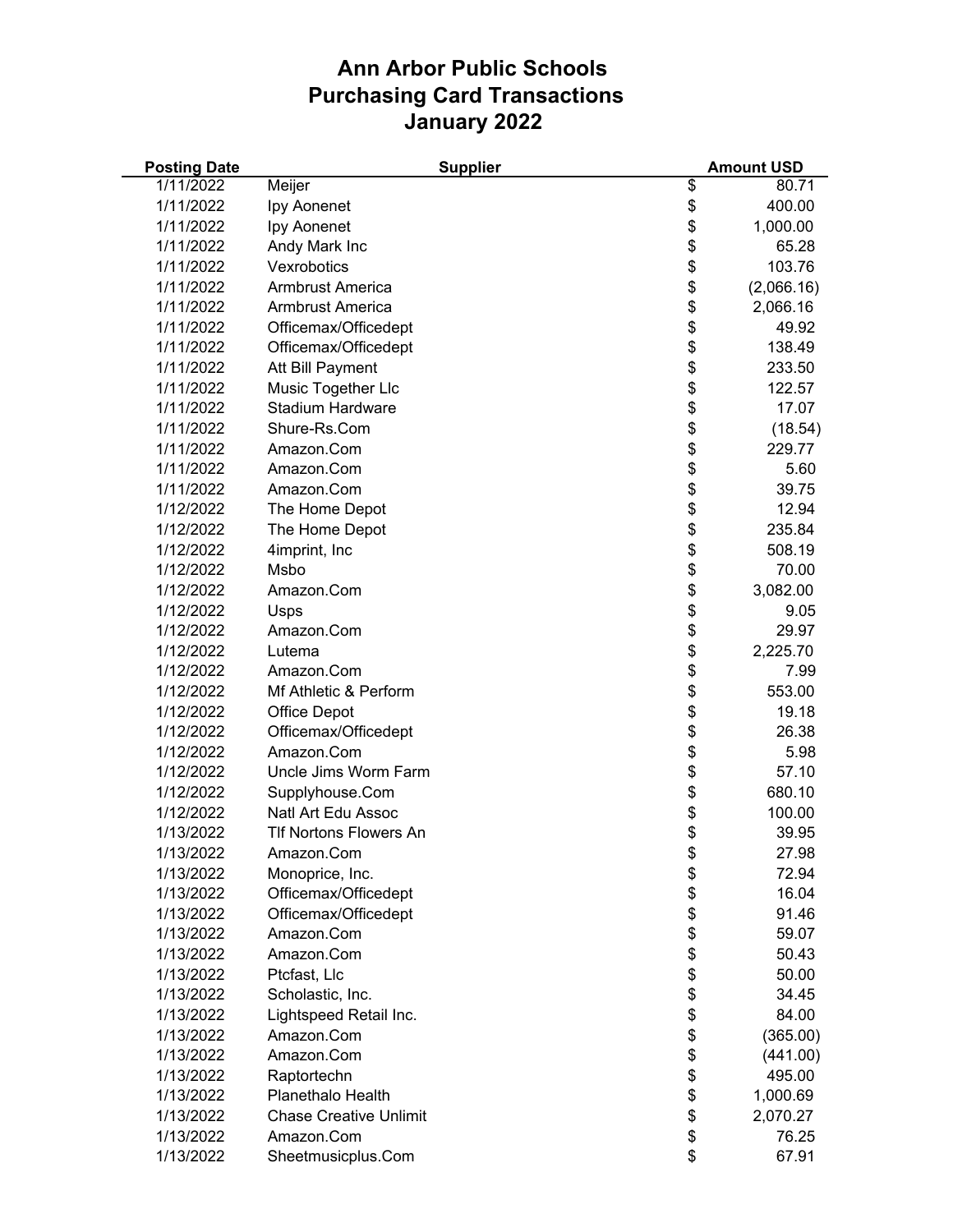# Ann Arbor Public Schools
# Purchasing Card Transactions
# January 2022

| Posting Date | Supplier | Amount USD |
|---|---|---|
| 1/11/2022 | Meijer | $ 80.71 |
| 1/11/2022 | Ipy Aonenet | $ 400.00 |
| 1/11/2022 | Ipy Aonenet | $ 1,000.00 |
| 1/11/2022 | Andy Mark Inc | $ 65.28 |
| 1/11/2022 | Vexrobotics | $ 103.76 |
| 1/11/2022 | Armbrust America | $ (2,066.16) |
| 1/11/2022 | Armbrust America | $ 2,066.16 |
| 1/11/2022 | Officemax/Officedept | $ 49.92 |
| 1/11/2022 | Officemax/Officedept | $ 138.49 |
| 1/11/2022 | Att Bill Payment | $ 233.50 |
| 1/11/2022 | Music Together Llc | $ 122.57 |
| 1/11/2022 | Stadium Hardware | $ 17.07 |
| 1/11/2022 | Shure-Rs.Com | $ (18.54) |
| 1/11/2022 | Amazon.Com | $ 229.77 |
| 1/11/2022 | Amazon.Com | $ 5.60 |
| 1/11/2022 | Amazon.Com | $ 39.75 |
| 1/12/2022 | The Home Depot | $ 12.94 |
| 1/12/2022 | The Home Depot | $ 235.84 |
| 1/12/2022 | 4imprint, Inc | $ 508.19 |
| 1/12/2022 | Msbo | $ 70.00 |
| 1/12/2022 | Amazon.Com | $ 3,082.00 |
| 1/12/2022 | Usps | $ 9.05 |
| 1/12/2022 | Amazon.Com | $ 29.97 |
| 1/12/2022 | Lutema | $ 2,225.70 |
| 1/12/2022 | Amazon.Com | $ 7.99 |
| 1/12/2022 | Mf Athletic & Perform | $ 553.00 |
| 1/12/2022 | Office Depot | $ 19.18 |
| 1/12/2022 | Officemax/Officedept | $ 26.38 |
| 1/12/2022 | Amazon.Com | $ 5.98 |
| 1/12/2022 | Uncle Jims Worm Farm | $ 57.10 |
| 1/12/2022 | Supplyhouse.Com | $ 680.10 |
| 1/12/2022 | Natl Art Edu Assoc | $ 100.00 |
| 1/13/2022 | Tlf Nortons Flowers An | $ 39.95 |
| 1/13/2022 | Amazon.Com | $ 27.98 |
| 1/13/2022 | Monoprice, Inc. | $ 72.94 |
| 1/13/2022 | Officemax/Officedept | $ 16.04 |
| 1/13/2022 | Officemax/Officedept | $ 91.46 |
| 1/13/2022 | Amazon.Com | $ 59.07 |
| 1/13/2022 | Amazon.Com | $ 50.43 |
| 1/13/2022 | Ptcfast, Llc | $ 50.00 |
| 1/13/2022 | Scholastic, Inc. | $ 34.45 |
| 1/13/2022 | Lightspeed Retail Inc. | $ 84.00 |
| 1/13/2022 | Amazon.Com | $ (365.00) |
| 1/13/2022 | Amazon.Com | $ (441.00) |
| 1/13/2022 | Raptortechn | $ 495.00 |
| 1/13/2022 | Planethalo Health | $ 1,000.69 |
| 1/13/2022 | Chase Creative Unlimit | $ 2,070.27 |
| 1/13/2022 | Amazon.Com | $ 76.25 |
| 1/13/2022 | Sheetmusicplus.Com | $ 67.91 |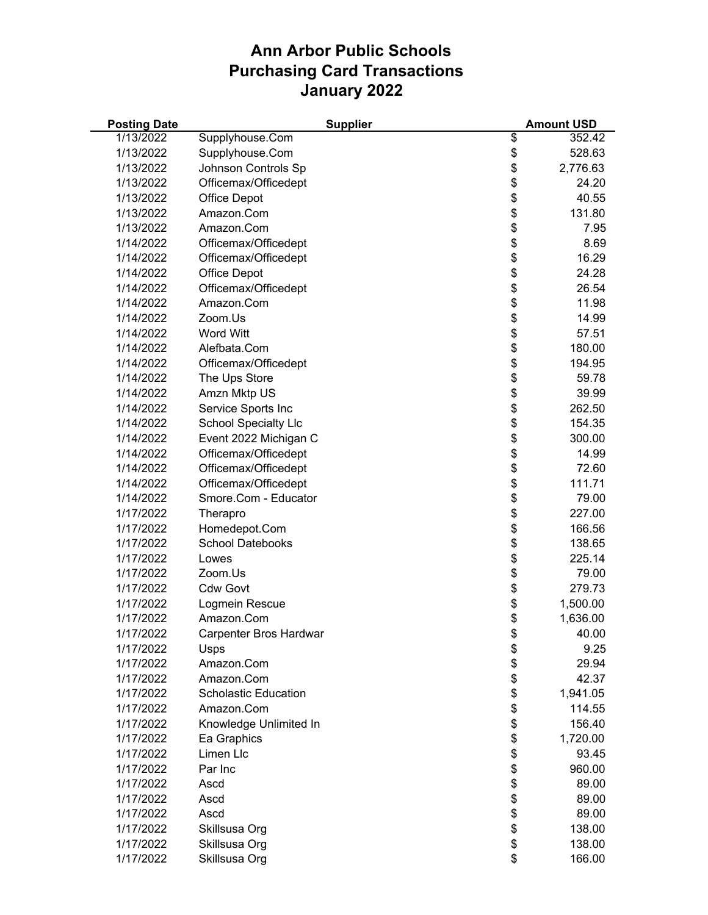# Ann Arbor Public Schools
# Purchasing Card Transactions
# January 2022

| Posting Date | Supplier | Amount USD |
|---|---|---|
| 1/13/2022 | Supplyhouse.Com | $ 352.42 |
| 1/13/2022 | Supplyhouse.Com | $ 528.63 |
| 1/13/2022 | Johnson Controls Sp | $ 2,776.63 |
| 1/13/2022 | Officemax/Officedept | $ 24.20 |
| 1/13/2022 | Office Depot | $ 40.55 |
| 1/13/2022 | Amazon.Com | $ 131.80 |
| 1/13/2022 | Amazon.Com | $ 7.95 |
| 1/14/2022 | Officemax/Officedept | $ 8.69 |
| 1/14/2022 | Officemax/Officedept | $ 16.29 |
| 1/14/2022 | Office Depot | $ 24.28 |
| 1/14/2022 | Officemax/Officedept | $ 26.54 |
| 1/14/2022 | Amazon.Com | $ 11.98 |
| 1/14/2022 | Zoom.Us | $ 14.99 |
| 1/14/2022 | Word Witt | $ 57.51 |
| 1/14/2022 | Alefbata.Com | $ 180.00 |
| 1/14/2022 | Officemax/Officedept | $ 194.95 |
| 1/14/2022 | The Ups Store | $ 59.78 |
| 1/14/2022 | Amzn Mktp US | $ 39.99 |
| 1/14/2022 | Service Sports Inc | $ 262.50 |
| 1/14/2022 | School Specialty Llc | $ 154.35 |
| 1/14/2022 | Event 2022 Michigan C | $ 300.00 |
| 1/14/2022 | Officemax/Officedept | $ 14.99 |
| 1/14/2022 | Officemax/Officedept | $ 72.60 |
| 1/14/2022 | Officemax/Officedept | $ 111.71 |
| 1/14/2022 | Smore.Com - Educator | $ 79.00 |
| 1/17/2022 | Therapro | $ 227.00 |
| 1/17/2022 | Homedepot.Com | $ 166.56 |
| 1/17/2022 | School Datebooks | $ 138.65 |
| 1/17/2022 | Lowes | $ 225.14 |
| 1/17/2022 | Zoom.Us | $ 79.00 |
| 1/17/2022 | Cdw Govt | $ 279.73 |
| 1/17/2022 | Logmein Rescue | $ 1,500.00 |
| 1/17/2022 | Amazon.Com | $ 1,636.00 |
| 1/17/2022 | Carpenter Bros Hardwar | $ 40.00 |
| 1/17/2022 | Usps | $ 9.25 |
| 1/17/2022 | Amazon.Com | $ 29.94 |
| 1/17/2022 | Amazon.Com | $ 42.37 |
| 1/17/2022 | Scholastic Education | $ 1,941.05 |
| 1/17/2022 | Amazon.Com | $ 114.55 |
| 1/17/2022 | Knowledge Unlimited In | $ 156.40 |
| 1/17/2022 | Ea Graphics | $ 1,720.00 |
| 1/17/2022 | Limen Llc | $ 93.45 |
| 1/17/2022 | Par Inc | $ 960.00 |
| 1/17/2022 | Ascd | $ 89.00 |
| 1/17/2022 | Ascd | $ 89.00 |
| 1/17/2022 | Ascd | $ 89.00 |
| 1/17/2022 | Skillsusa Org | $ 138.00 |
| 1/17/2022 | Skillsusa Org | $ 138.00 |
| 1/17/2022 | Skillsusa Org | $ 166.00 |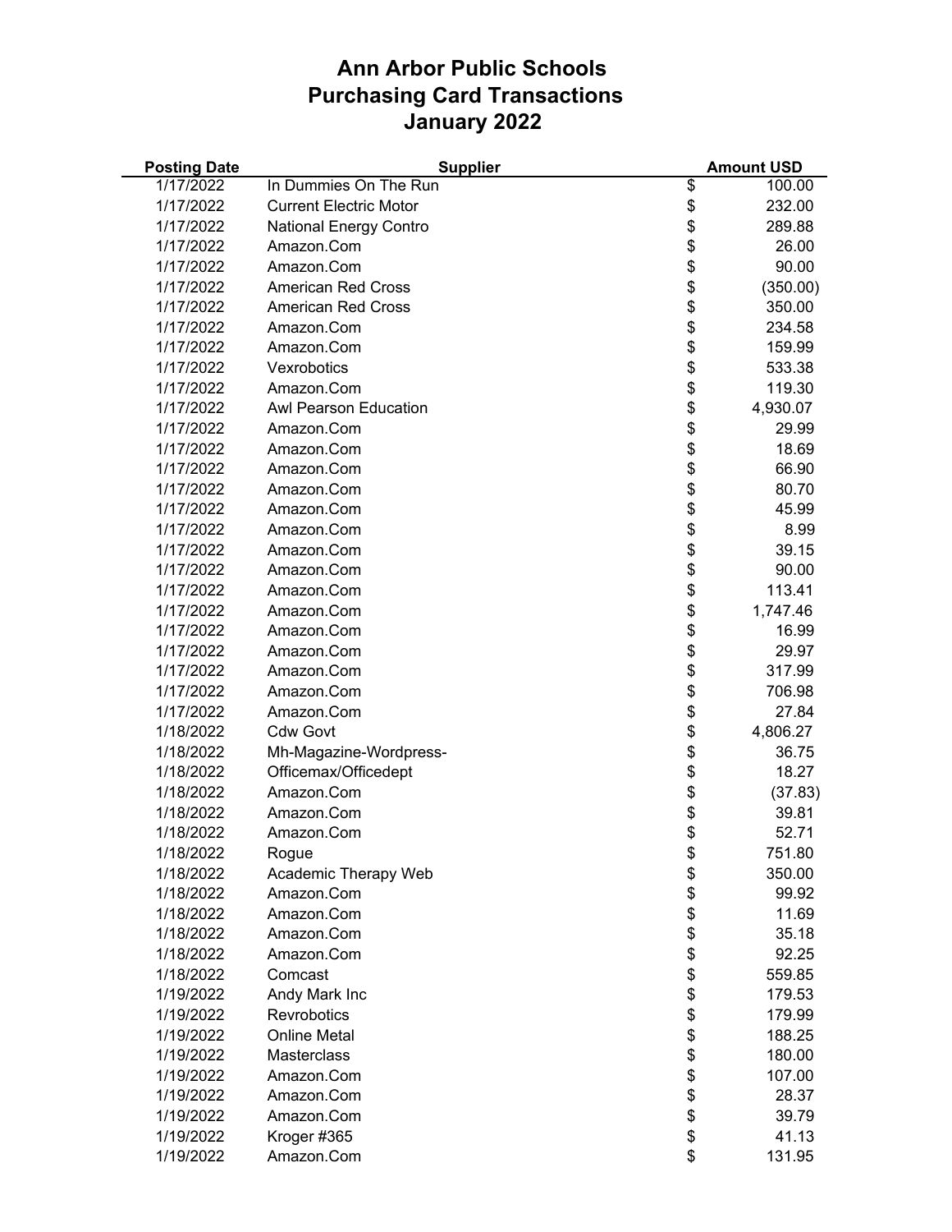# Ann Arbor Public Schools
# Purchasing Card Transactions
# January 2022

| Posting Date | Supplier | Amount USD |
|---|---|---|
| 1/17/2022 | In Dummies On The Run | $ 100.00 |
| 1/17/2022 | Current Electric Motor | $ 232.00 |
| 1/17/2022 | National Energy Contro | $ 289.88 |
| 1/17/2022 | Amazon.Com | $ 26.00 |
| 1/17/2022 | Amazon.Com | $ 90.00 |
| 1/17/2022 | American Red Cross | $ (350.00) |
| 1/17/2022 | American Red Cross | $ 350.00 |
| 1/17/2022 | Amazon.Com | $ 234.58 |
| 1/17/2022 | Amazon.Com | $ 159.99 |
| 1/17/2022 | Vexrobotics | $ 533.38 |
| 1/17/2022 | Amazon.Com | $ 119.30 |
| 1/17/2022 | Awl Pearson Education | $ 4,930.07 |
| 1/17/2022 | Amazon.Com | $ 29.99 |
| 1/17/2022 | Amazon.Com | $ 18.69 |
| 1/17/2022 | Amazon.Com | $ 66.90 |
| 1/17/2022 | Amazon.Com | $ 80.70 |
| 1/17/2022 | Amazon.Com | $ 45.99 |
| 1/17/2022 | Amazon.Com | $ 8.99 |
| 1/17/2022 | Amazon.Com | $ 39.15 |
| 1/17/2022 | Amazon.Com | $ 90.00 |
| 1/17/2022 | Amazon.Com | $ 113.41 |
| 1/17/2022 | Amazon.Com | $ 1,747.46 |
| 1/17/2022 | Amazon.Com | $ 16.99 |
| 1/17/2022 | Amazon.Com | $ 29.97 |
| 1/17/2022 | Amazon.Com | $ 317.99 |
| 1/17/2022 | Amazon.Com | $ 706.98 |
| 1/17/2022 | Amazon.Com | $ 27.84 |
| 1/18/2022 | Cdw Govt | $ 4,806.27 |
| 1/18/2022 | Mh-Magazine-Wordpress- | $ 36.75 |
| 1/18/2022 | Officemax/Officedept | $ 18.27 |
| 1/18/2022 | Amazon.Com | $ (37.83) |
| 1/18/2022 | Amazon.Com | $ 39.81 |
| 1/18/2022 | Amazon.Com | $ 52.71 |
| 1/18/2022 | Rogue | $ 751.80 |
| 1/18/2022 | Academic Therapy Web | $ 350.00 |
| 1/18/2022 | Amazon.Com | $ 99.92 |
| 1/18/2022 | Amazon.Com | $ 11.69 |
| 1/18/2022 | Amazon.Com | $ 35.18 |
| 1/18/2022 | Amazon.Com | $ 92.25 |
| 1/18/2022 | Comcast | $ 559.85 |
| 1/19/2022 | Andy Mark Inc | $ 179.53 |
| 1/19/2022 | Revrobotics | $ 179.99 |
| 1/19/2022 | Online Metal | $ 188.25 |
| 1/19/2022 | Masterclass | $ 180.00 |
| 1/19/2022 | Amazon.Com | $ 107.00 |
| 1/19/2022 | Amazon.Com | $ 28.37 |
| 1/19/2022 | Amazon.Com | $ 39.79 |
| 1/19/2022 | Kroger #365 | $ 41.13 |
| 1/19/2022 | Amazon.Com | $ 131.95 |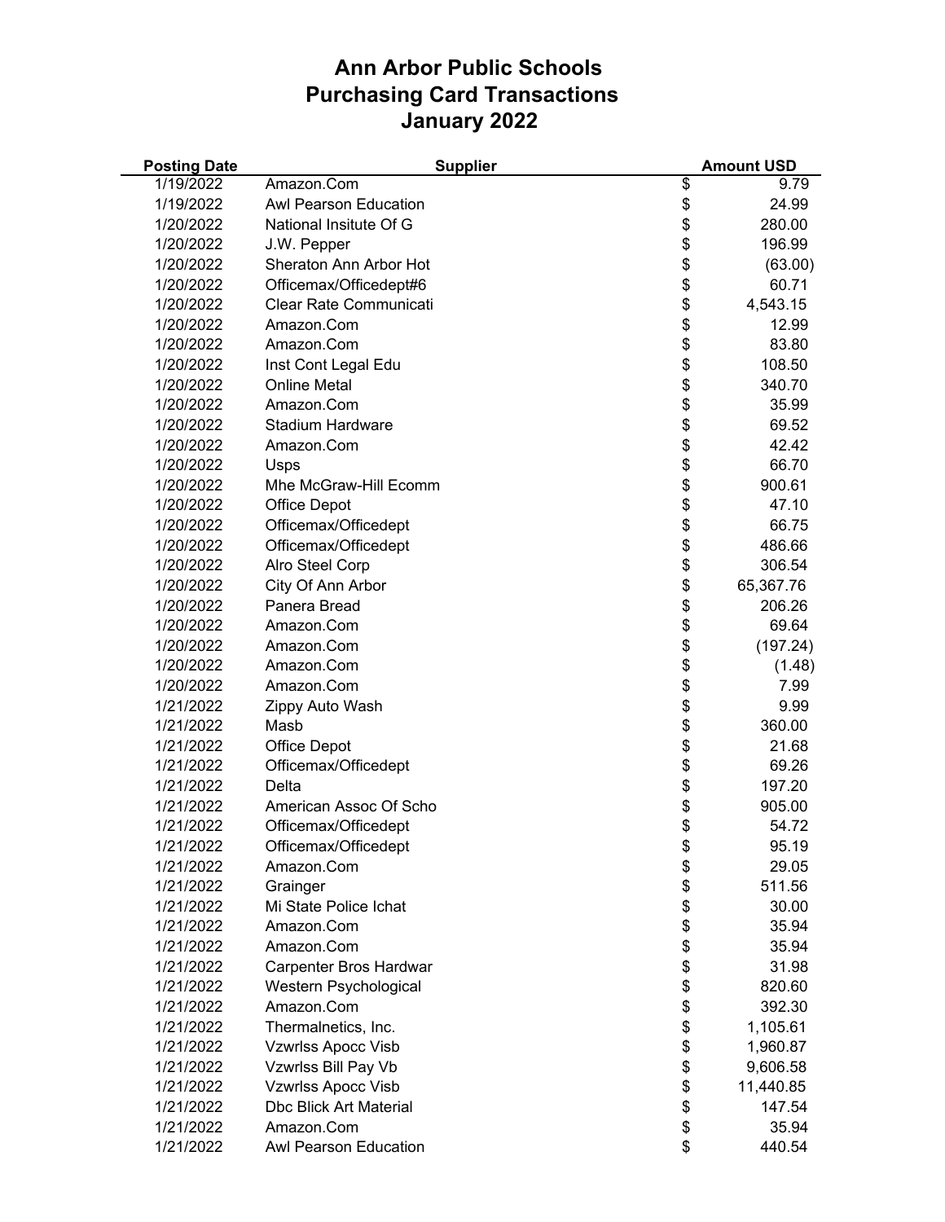# Ann Arbor Public Schools
# Purchasing Card Transactions
# January 2022

| Posting Date | Supplier | Amount USD |
|---|---|---|
| 1/19/2022 | Amazon.Com | $ 9.79 |
| 1/19/2022 | Awl Pearson Education | $ 24.99 |
| 1/20/2022 | National Insitute Of G | $ 280.00 |
| 1/20/2022 | J.W. Pepper | $ 196.99 |
| 1/20/2022 | Sheraton Ann Arbor Hot | $ (63.00) |
| 1/20/2022 | Officemax/Officedept#6 | $ 60.71 |
| 1/20/2022 | Clear Rate Communicati | $ 4,543.15 |
| 1/20/2022 | Amazon.Com | $ 12.99 |
| 1/20/2022 | Amazon.Com | $ 83.80 |
| 1/20/2022 | Inst Cont Legal Edu | $ 108.50 |
| 1/20/2022 | Online Metal | $ 340.70 |
| 1/20/2022 | Amazon.Com | $ 35.99 |
| 1/20/2022 | Stadium Hardware | $ 69.52 |
| 1/20/2022 | Amazon.Com | $ 42.42 |
| 1/20/2022 | Usps | $ 66.70 |
| 1/20/2022 | Mhe McGraw-Hill Ecomm | $ 900.61 |
| 1/20/2022 | Office Depot | $ 47.10 |
| 1/20/2022 | Officemax/Officedept | $ 66.75 |
| 1/20/2022 | Officemax/Officedept | $ 486.66 |
| 1/20/2022 | Alro Steel Corp | $ 306.54 |
| 1/20/2022 | City Of Ann Arbor | $ 65,367.76 |
| 1/20/2022 | Panera Bread | $ 206.26 |
| 1/20/2022 | Amazon.Com | $ 69.64 |
| 1/20/2022 | Amazon.Com | $ (197.24) |
| 1/20/2022 | Amazon.Com | $ (1.48) |
| 1/20/2022 | Amazon.Com | $ 7.99 |
| 1/21/2022 | Zippy Auto Wash | $ 9.99 |
| 1/21/2022 | Masb | $ 360.00 |
| 1/21/2022 | Office Depot | $ 21.68 |
| 1/21/2022 | Officemax/Officedept | $ 69.26 |
| 1/21/2022 | Delta | $ 197.20 |
| 1/21/2022 | American Assoc Of Scho | $ 905.00 |
| 1/21/2022 | Officemax/Officedept | $ 54.72 |
| 1/21/2022 | Officemax/Officedept | $ 95.19 |
| 1/21/2022 | Amazon.Com | $ 29.05 |
| 1/21/2022 | Grainger | $ 511.56 |
| 1/21/2022 | Mi State Police Ichat | $ 30.00 |
| 1/21/2022 | Amazon.Com | $ 35.94 |
| 1/21/2022 | Amazon.Com | $ 35.94 |
| 1/21/2022 | Carpenter Bros Hardwar | $ 31.98 |
| 1/21/2022 | Western Psychological | $ 820.60 |
| 1/21/2022 | Amazon.Com | $ 392.30 |
| 1/21/2022 | Thermalnetics, Inc. | $ 1,105.61 |
| 1/21/2022 | Vzwrlss Apocc Visb | $ 1,960.87 |
| 1/21/2022 | Vzwrlss Bill Pay Vb | $ 9,606.58 |
| 1/21/2022 | Vzwrlss Apocc Visb | $ 11,440.85 |
| 1/21/2022 | Dbc Blick Art Material | $ 147.54 |
| 1/21/2022 | Amazon.Com | $ 35.94 |
| 1/21/2022 | Awl Pearson Education | $ 440.54 |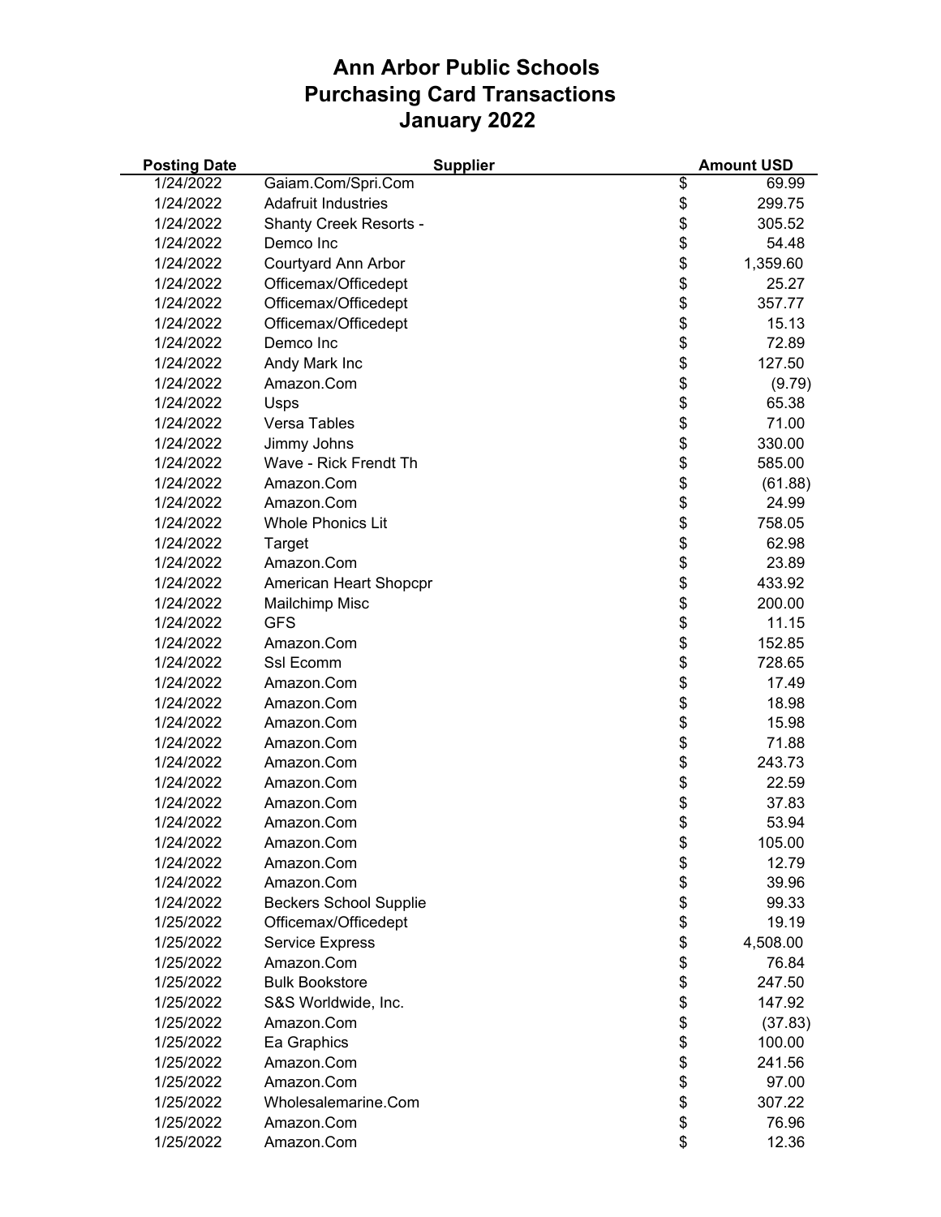# Ann Arbor Public Schools
# Purchasing Card Transactions
# January 2022

| Posting Date | Supplier | Amount USD |
|---|---|---|
| 1/24/2022 | Gaiam.Com/Spri.Com | $ 69.99 |
| 1/24/2022 | Adafruit Industries | $ 299.75 |
| 1/24/2022 | Shanty Creek Resorts - | $ 305.52 |
| 1/24/2022 | Demco Inc | $ 54.48 |
| 1/24/2022 | Courtyard Ann Arbor | $ 1,359.60 |
| 1/24/2022 | Officemax/Officedept | $ 25.27 |
| 1/24/2022 | Officemax/Officedept | $ 357.77 |
| 1/24/2022 | Officemax/Officedept | $ 15.13 |
| 1/24/2022 | Demco Inc | $ 72.89 |
| 1/24/2022 | Andy Mark Inc | $ 127.50 |
| 1/24/2022 | Amazon.Com | $ (9.79) |
| 1/24/2022 | Usps | $ 65.38 |
| 1/24/2022 | Versa Tables | $ 71.00 |
| 1/24/2022 | Jimmy Johns | $ 330.00 |
| 1/24/2022 | Wave - Rick Frendt Th | $ 585.00 |
| 1/24/2022 | Amazon.Com | $ (61.88) |
| 1/24/2022 | Amazon.Com | $ 24.99 |
| 1/24/2022 | Whole Phonics Lit | $ 758.05 |
| 1/24/2022 | Target | $ 62.98 |
| 1/24/2022 | Amazon.Com | $ 23.89 |
| 1/24/2022 | American Heart Shopcpr | $ 433.92 |
| 1/24/2022 | Mailchimp Misc | $ 200.00 |
| 1/24/2022 | GFS | $ 11.15 |
| 1/24/2022 | Amazon.Com | $ 152.85 |
| 1/24/2022 | Ssl Ecomm | $ 728.65 |
| 1/24/2022 | Amazon.Com | $ 17.49 |
| 1/24/2022 | Amazon.Com | $ 18.98 |
| 1/24/2022 | Amazon.Com | $ 15.98 |
| 1/24/2022 | Amazon.Com | $ 71.88 |
| 1/24/2022 | Amazon.Com | $ 243.73 |
| 1/24/2022 | Amazon.Com | $ 22.59 |
| 1/24/2022 | Amazon.Com | $ 37.83 |
| 1/24/2022 | Amazon.Com | $ 53.94 |
| 1/24/2022 | Amazon.Com | $ 105.00 |
| 1/24/2022 | Amazon.Com | $ 12.79 |
| 1/24/2022 | Amazon.Com | $ 39.96 |
| 1/24/2022 | Beckers School Supplie | $ 99.33 |
| 1/25/2022 | Officemax/Officedept | $ 19.19 |
| 1/25/2022 | Service Express | $ 4,508.00 |
| 1/25/2022 | Amazon.Com | $ 76.84 |
| 1/25/2022 | Bulk Bookstore | $ 247.50 |
| 1/25/2022 | S&S Worldwide, Inc. | $ 147.92 |
| 1/25/2022 | Amazon.Com | $ (37.83) |
| 1/25/2022 | Ea Graphics | $ 100.00 |
| 1/25/2022 | Amazon.Com | $ 241.56 |
| 1/25/2022 | Amazon.Com | $ 97.00 |
| 1/25/2022 | Wholesalemarine.Com | $ 307.22 |
| 1/25/2022 | Amazon.Com | $ 76.96 |
| 1/25/2022 | Amazon.Com | $ 12.36 |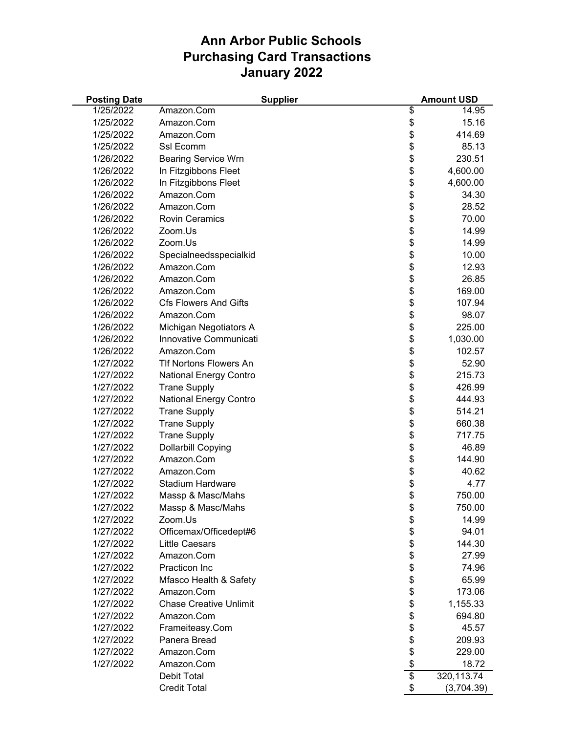# Ann Arbor Public Schools
# Purchasing Card Transactions
# January 2022

| Posting Date | Supplier | Amount USD |
|---|---|---|
| 1/25/2022 | Amazon.Com | $ 14.95 |
| 1/25/2022 | Amazon.Com | $ 15.16 |
| 1/25/2022 | Amazon.Com | $ 414.69 |
| 1/25/2022 | Ssl Ecomm | $ 85.13 |
| 1/26/2022 | Bearing Service Wrn | $ 230.51 |
| 1/26/2022 | In Fitzgibbons Fleet | $ 4,600.00 |
| 1/26/2022 | In Fitzgibbons Fleet | $ 4,600.00 |
| 1/26/2022 | Amazon.Com | $ 34.30 |
| 1/26/2022 | Amazon.Com | $ 28.52 |
| 1/26/2022 | Rovin Ceramics | $ 70.00 |
| 1/26/2022 | Zoom.Us | $ 14.99 |
| 1/26/2022 | Zoom.Us | $ 14.99 |
| 1/26/2022 | Specialneedsspecialkid | $ 10.00 |
| 1/26/2022 | Amazon.Com | $ 12.93 |
| 1/26/2022 | Amazon.Com | $ 26.85 |
| 1/26/2022 | Amazon.Com | $ 169.00 |
| 1/26/2022 | Cfs Flowers And Gifts | $ 107.94 |
| 1/26/2022 | Amazon.Com | $ 98.07 |
| 1/26/2022 | Michigan Negotiators A | $ 225.00 |
| 1/26/2022 | Innovative Communicati | $ 1,030.00 |
| 1/26/2022 | Amazon.Com | $ 102.57 |
| 1/27/2022 | Tlf Nortons Flowers An | $ 52.90 |
| 1/27/2022 | National Energy Contro | $ 215.73 |
| 1/27/2022 | Trane Supply | $ 426.99 |
| 1/27/2022 | National Energy Contro | $ 444.93 |
| 1/27/2022 | Trane Supply | $ 514.21 |
| 1/27/2022 | Trane Supply | $ 660.38 |
| 1/27/2022 | Trane Supply | $ 717.75 |
| 1/27/2022 | Dollarbill Copying | $ 46.89 |
| 1/27/2022 | Amazon.Com | $ 144.90 |
| 1/27/2022 | Amazon.Com | $ 40.62 |
| 1/27/2022 | Stadium Hardware | $ 4.77 |
| 1/27/2022 | Massp & Masc/Mahs | $ 750.00 |
| 1/27/2022 | Massp & Masc/Mahs | $ 750.00 |
| 1/27/2022 | Zoom.Us | $ 14.99 |
| 1/27/2022 | Officemax/Officedept#6 | $ 94.01 |
| 1/27/2022 | Little Caesars | $ 144.30 |
| 1/27/2022 | Amazon.Com | $ 27.99 |
| 1/27/2022 | Practicon Inc | $ 74.96 |
| 1/27/2022 | Mfasco Health & Safety | $ 65.99 |
| 1/27/2022 | Amazon.Com | $ 173.06 |
| 1/27/2022 | Chase Creative Unlimit | $ 1,155.33 |
| 1/27/2022 | Amazon.Com | $ 694.80 |
| 1/27/2022 | Frameiteasy.Com | $ 45.57 |
| 1/27/2022 | Panera Bread | $ 209.93 |
| 1/27/2022 | Amazon.Com | $ 229.00 |
| 1/27/2022 | Amazon.Com | $ 18.72 |
| | Debit Total | $ 320,113.74 |
| | Credit Total | $ (3,704.39) |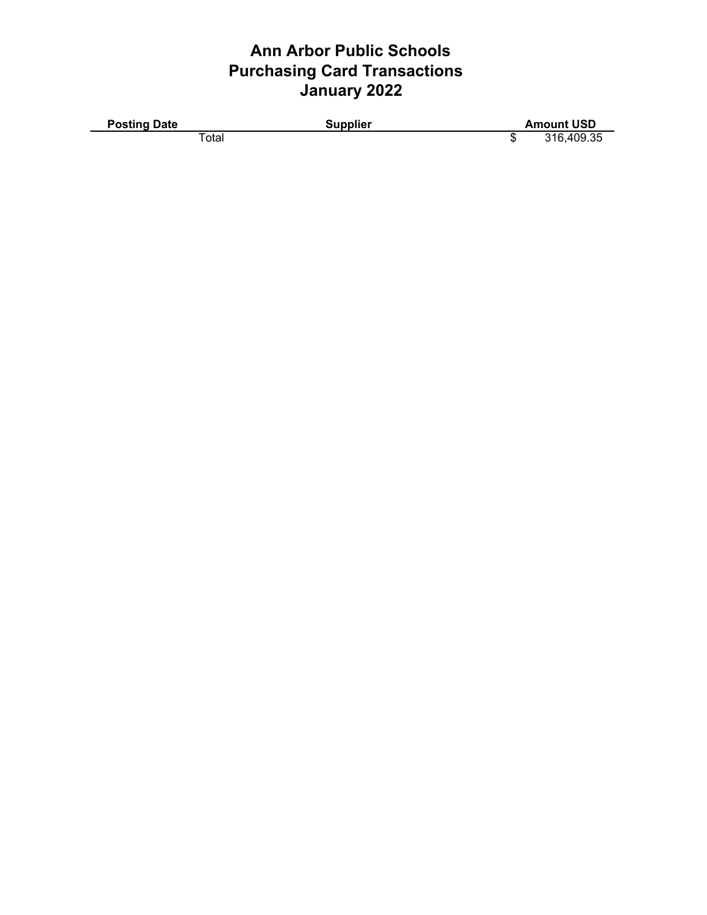# Ann Arbor Public Schools
## Purchasing Card Transactions
## January 2022

| Posting Date | Supplier | Amount USD |
| --- | --- | --- |
| Total | | $ 316,409.35 |